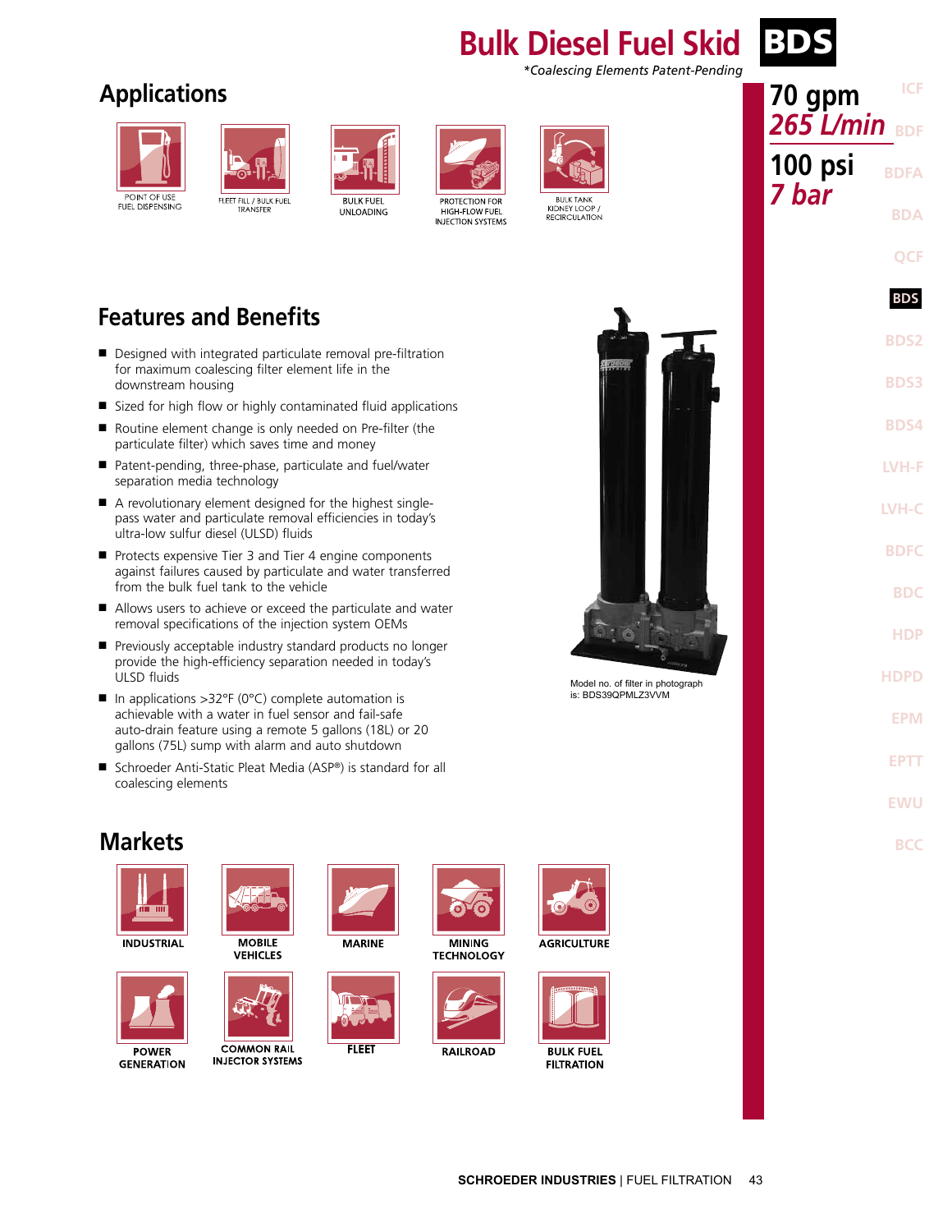# Bulk Diesel Fuel Skid BDS

*Coalescing Elements Patent-Pending

**70 gpm**
***265 L/min***

**100 psi**
***7 bar***

## Applications

- POINT OF USE FUEL DISPENSING
- FLEET FILL / BULK FUEL TRANSFER
- BULK FUEL UNLOADING
- PROTECTION FOR HIGH-FLOW FUEL INJECTION SYSTEMS
- BULK TANK KIDNEY LOOP / RECIRCULATION

## Features and Benefits

- Designed with integrated particulate removal pre-filtration for maximum coalescing filter element life in the downstream housing
- Sized for high flow or highly contaminated fluid applications
- Routine element change is only needed on Pre-filter (the particulate filter) which saves time and money
- Patent-pending, particulate and fuel/water separation media technology
- A revolutionary element designed for the highest single-pass water and particulate removal efficiencies in today's ultra-low sulfur diesel (ULSD) fluids
- Protects expensive Tier 3 and Tier 4 engine components against failures caused by particulate and water transferred from the bulk fuel tank to the vehicle
- Allows users to achieve or exceed the particulate and water removal specifications of the injection system OEMs
- Previously acceptable industry standard products no longer provide the high-efficiency separation needed in today's ULSD fluids
- In applications >32°F (0°C) complete automation is achievable with a water in fuel sensor and fail-safe auto-drain feature using a remote 5 gallons (18L) or 20 gallons (75L) sump with alarm and auto shutdown
- Schroeder Anti-Static Pleat Media (ASP®) is standard for all coalescing elements

Model no. of filter in photograph is: BDS39QPMLZ3VVM

## Markets

- INDUSTRIAL
- MOBILE VEHICLES
- MARINE
- MINING TECHNOLOGY
- AGRICULTURE
- POWER GENERATION
- COMMON RAIL INJECTOR SYSTEMS
- FLEET
- RAILROAD
- BULK FUEL FILTRATION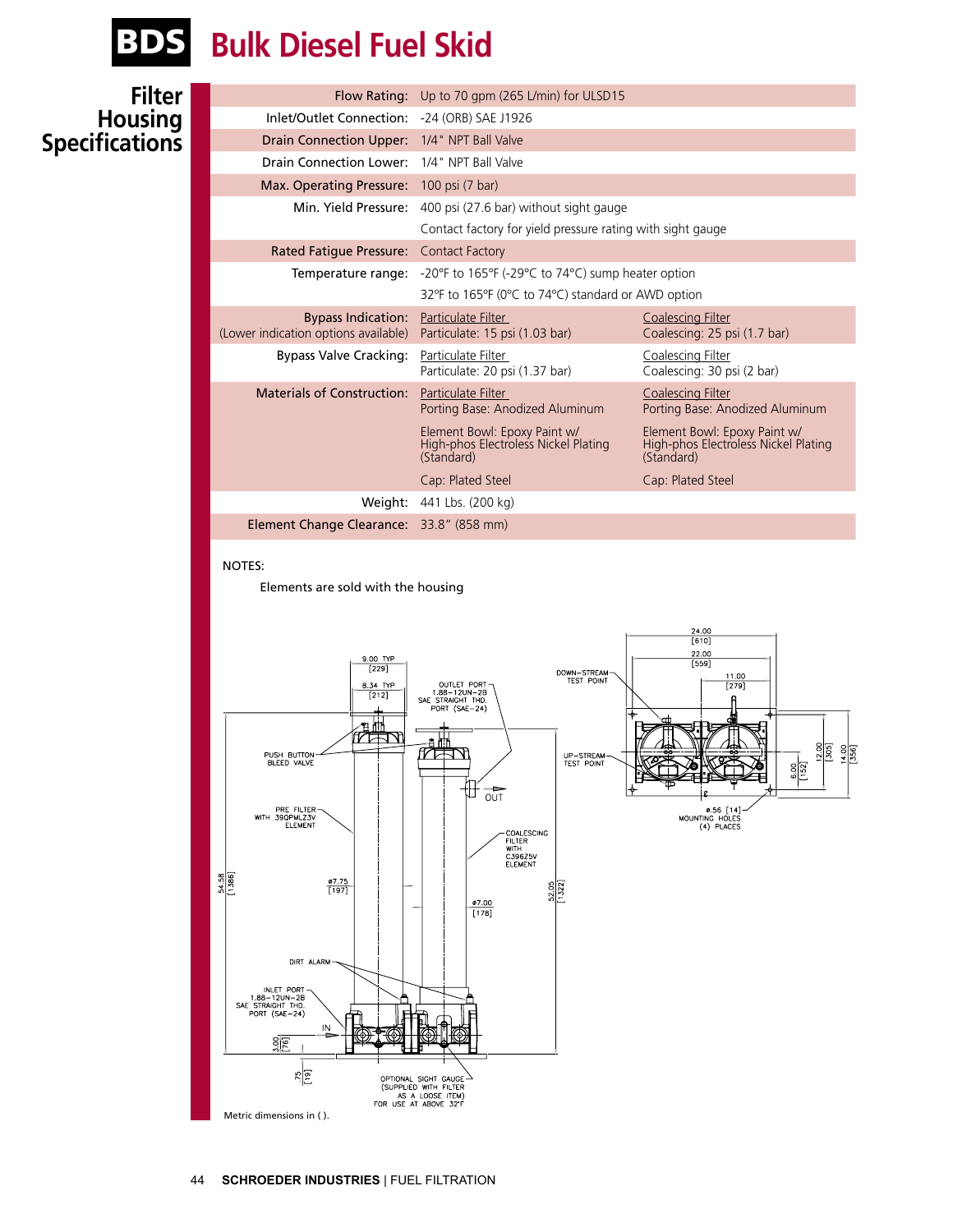# BDS Bulk Diesel Fuel Skid

## Filter Housing Specifications

| | | |
|---|---|---|
| Flow Rating: | Up to 70 gpm (265 L/min) for ULSD15 | |
| Inlet/Outlet Connection: | -24 (ORB) SAE J1926 | |
| Drain Connection Upper: | 1/4" NPT Ball Valve | |
| Drain Connection Lower: | 1/4" NPT Ball Valve | |
| Max. Operating Pressure: | 100 psi (7 bar) | |
| Min. Yield Pressure: | 400 psi (27.6 bar) without sight gauge | |
| | Contact factory for yield pressure rating with sight gauge | |
| Rated Fatigue Pressure: | Contact Factory | |
| Temperature range: | -20°F to 165°F (-29°C to 74°C) sump heater option | |
| | 32°F to 165°F (0°C to 74°C) standard or AWD option | |
| Bypass Indication: (Lower indication options available) | Particulate Filter<br>Particulate: 15 psi (1.03 bar) | Coalescing Filter<br>Coalescing: 25 psi (1.7 bar) |
| Bypass Valve Cracking: | Particulate Filter<br>Particulate: 20 psi (1.37 bar) | Coalescing Filter<br>Coalescing: 30 psi (2 bar) |
| Materials of Construction: | Particulate Filter<br>Porting Base: Anodized Aluminum | Coalescing Filter<br>Porting Base: Anodized Aluminum |
| | Element Bowl: Epoxy Paint w/ High-phos Electroless Nickel Plating (Standard) | Element Bowl: Epoxy Paint w/ High-phos Electroless Nickel Plating (Standard) |
| | Cap: Plated Steel | Cap: Plated Steel |
| Weight: | 441 Lbs. (200 kg) | |
| Element Change Clearance: | 33.8" (858 mm) | |

NOTES:

Elements are sold with the housing

Metric dimensions in ( ).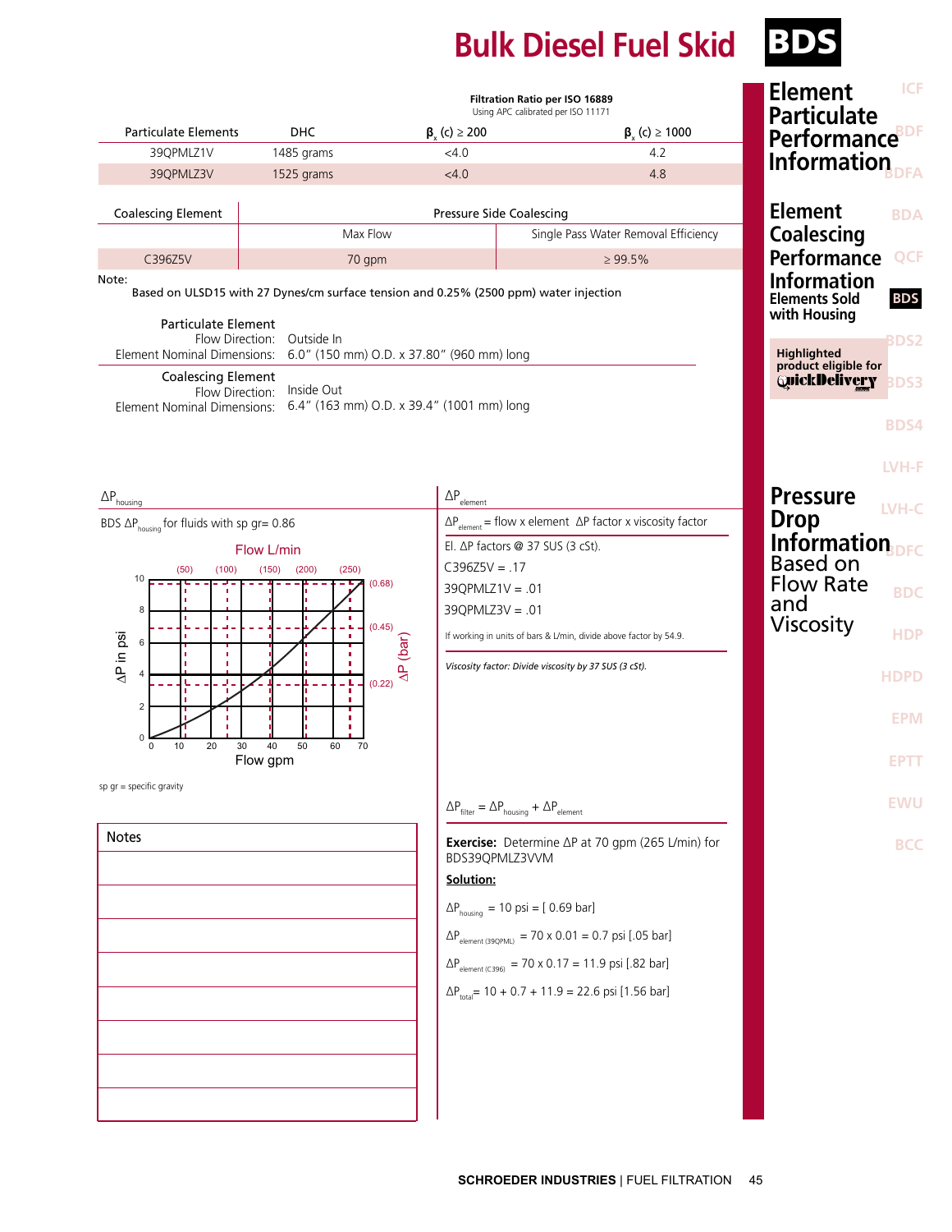# Bulk Diesel Fuel Skid

**BDS**

## Element Particulate Performance Information

**Filtration Ratio per ISO 16889**
Using APC calibrated per ISO 11171

| Particulate Elements | DHC | $\beta_x$ (c) ≥ 200 | $\beta_x$ (c) ≥ 1000 |
|---|---|---|---|
| 39QPMLZ1V | 1485 grams | <4.0 | 4.2 |
| 39QPMLZ3V | 1525 grams | <4.0 | 4.8 |

## Element Coalescing Performance Information

| Coalescing Element | Pressure Side Coalescing | |
|---|---|---|
| | Max Flow | Single Pass Water Removal Efficiency |
| C396Z5V | 70 gpm | ≥ 99.5% |

Note:
Based on ULSD15 with 27 Dynes/cm surface tension and 0.25% (2500 ppm) water injection

**Elements Sold with Housing**

Particulate Element
Flow Direction: Outside In
Element Nominal Dimensions: 6.0" (150 mm) O.D. x 37.80" (960 mm) long

Coalescing Element
Flow Direction: Inside Out
Element Nominal Dimensions: 6.4" (163 mm) O.D. x 39.4" (1001 mm) long

Highlighted product eligible for QuickDelivery

## Pressure Drop Information Based on Flow Rate and Viscosity

### $\Delta P_{housing}$

BDS $\Delta P_{housing}$ for fluids with sp gr= 0.86

sp gr = specific gravity

### $\Delta P_{element}$

$\Delta P_{element}$ = flow x element ΔP factor x viscosity factor

El. ΔP factors @ 37 SUS (3 cSt).

C396Z5V = .17

39QPMLZ1V = .01

39QPMLZ3V = .01

If working in units of bars & L/min, divide above factor by 54.9.

*Viscosity factor: Divide viscosity by 37 SUS (3 cSt).*

$\Delta P_{filter} = \Delta P_{housing} + \Delta P_{element}$

**Exercise:** Determine ΔP at 70 gpm (265 L/min) for BDS39QPMLZ3VVM

**Solution:**

$\Delta P_{housing}$ = 10 psi = [ 0.69 bar]

$\Delta P_{element\ (39QPML)}$ = 70 x 0.01 = 0.7 psi [.05 bar]

$\Delta P_{element\ (C396)}$ = 70 x 0.17 = 11.9 psi [.82 bar]

$\Delta P_{total}$ = 10 + 0.7 + 11.9 = 22.6 psi [1.56 bar]

| Notes |
|---|
| |
| |
| |
| |
| |
| |
| |
| |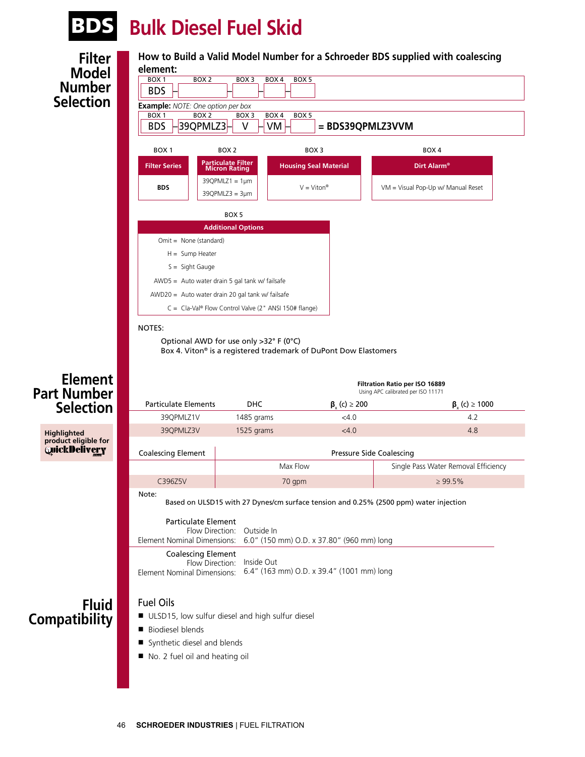# BDS Bulk Diesel Fuel Skid

## Filter Model Number Selection

**How to Build a Valid Model Number for a Schroeder BDS supplied with coalescing element:**

| BOX 1 | BOX 2 | BOX 3 | BOX 4 | BOX 5 |
|---|---|---|---|---|
| BDS | | | | |

**Example:** *NOTE: One option per box*

| BOX 1 | BOX 2 | BOX 3 | BOX 4 | BOX 5 | |
|---|---|---|---|---|---|
| BDS | 39QPMLZ3 | V | VM | | = **BDS39QPMLZ3VVM** |

BOX 1

| Filter Series |
|---|
| BDS |

BOX 2

| Particulate Filter Micron Rating |
|---|
| 39QPMLZ1 = 1μm |
| 39QPMLZ3 = 3μm |

BOX 3

| Housing Seal Material |
|---|
| V = Viton® |

BOX 4

| Dirt Alarm® |
|---|
| VM = Visual Pop-Up w/ Manual Reset |

BOX 5

| Additional Options | |
|---|---|
| Omit = | None (standard) |
| H = | Sump Heater |
| S = | Sight Gauge |
| AWD5 = | Auto water drain 5 gal tank w/ failsafe |
| AWD20 = | Auto water drain 20 gal tank w/ failsafe |
| C = | Cla-Val® Flow Control Valve (2" ANSI 150# flange) |

NOTES:

Optional AWD for use only >32° F (0°C)
Box 4. Viton® is a registered trademark of DuPont Dow Elastomers

## Element Part Number Selection

Highlighted product eligible for QuickDelivery

| | | Filtration Ratio per ISO 16889 Using APC calibrated per ISO 11171 | |
|---|---|---|---|
| Particulate Elements | DHC | $\beta_x$ (c) ≥ 200 | $\beta_x$ (c) ≥ 1000 |
| 39QPMLZ1V | 1485 grams | <4.0 | 4.2 |
| 39QPMLZ3V | 1525 grams | <4.0 | 4.8 |

| Coalescing Element | Pressure Side Coalescing | |
|---|---|---|
| | Max Flow | Single Pass Water Removal Efficiency |
| C396Z5V | 70 gpm | ≥ 99.5% |

Note:
Based on ULSD15 with 27 Dynes/cm surface tension and 0.25% (2500 ppm) water injection

Particulate Element
Flow Direction: Outside In
Element Nominal Dimensions: 6.0" (150 mm) O.D. x 37.80" (960 mm) long

Coalescing Element
Flow Direction: Inside Out
Element Nominal Dimensions: 6.4" (163 mm) O.D. x 39.4" (1001 mm) long

## Fluid Compatibility

Fuel Oils

- ULSD15, low sulfur diesel and high sulfur diesel
- Biodiesel blends
- Synthetic diesel and blends
- No. 2 fuel oil and heating oil